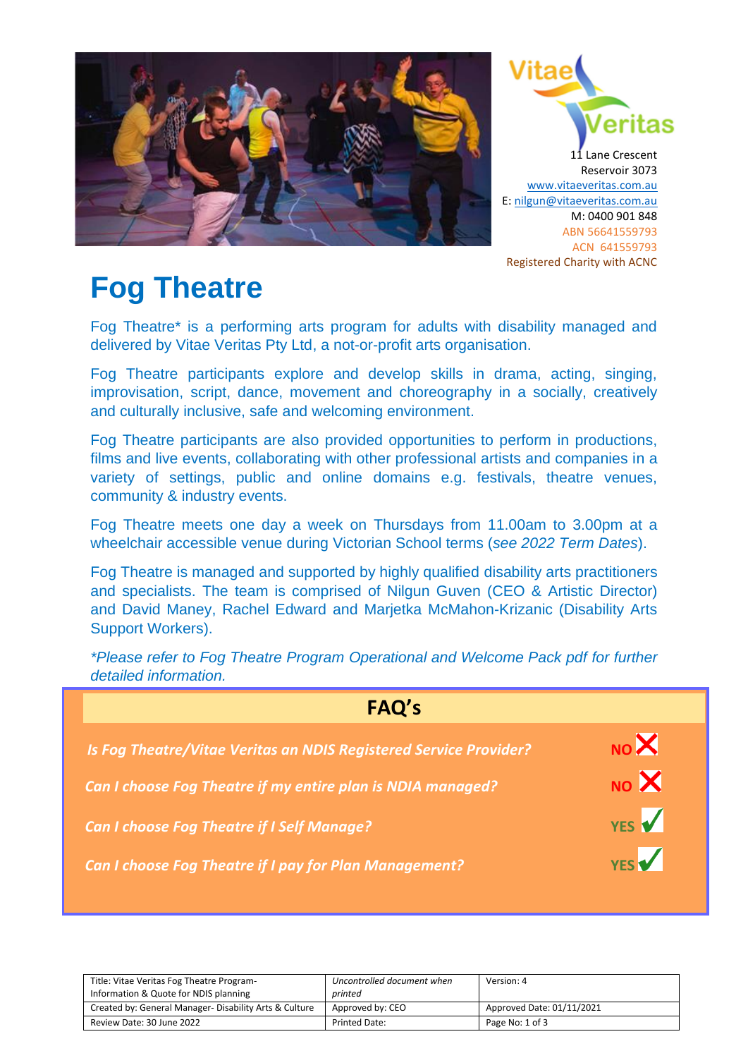11 Lane Crescent
Reservoir 3073
www.vitaeveritas.com.au
E: nilgun@vitaeveritas.com.au
M: 0400 901 848
ABN 56641559793
ACN 641559793
Registered Charity with ACNC

# Fog Theatre

Fog Theatre* is a performing arts program for adults with disability managed and delivered by Vitae Veritas Pty Ltd, a not-or-profit arts organisation.

Fog Theatre participants explore and develop skills in drama, acting, singing, improvisation, script, dance, movement and choreography in a socially, creatively and culturally inclusive, safe and welcoming environment.

Fog Theatre participants are also provided opportunities to perform in productions, films and live events, collaborating with other professional artists and companies in a variety of settings, public and online domains e.g. festivals, theatre venues, community & industry events.

Fog Theatre meets one day a week on Thursdays from 11.00am to 3.00pm at a wheelchair accessible venue during Victorian School terms (*see 2022 Term Dates*).

Fog Theatre is managed and supported by highly qualified disability arts practitioners and specialists. The team is comprised of Nilgun Guven (CEO & Artistic Director) and David Maney, Rachel Edward and Marjetka McMahon-Krizanic (Disability Arts Support Workers).

*\*Please refer to Fog Theatre Program Operational and Welcome Pack pdf for further detailed information.*

## FAQ's

| Question | Answer |
|---|---|
| ***Is Fog Theatre/Vitae Veritas an NDIS Registered Service Provider?*** | **NO** ✗ |
| ***Can I choose Fog Theatre if my entire plan is NDIA managed?*** | **NO** ✗ |
| ***Can I choose Fog Theatre if I Self Manage?*** | **YES** ✓ |
| ***Can I choose Fog Theatre if I pay for Plan Management?*** | **YES** ✓ |

| Title: Vitae Veritas Fog Theatre Program- Information & Quote for NDIS planning | *Uncontrolled document when printed* | Version: 4 |
|---|---|---|
| Created by: General Manager- Disability Arts & Culture | Approved by: CEO | Approved Date: 01/11/2021 |
| Review Date: 30 June 2022 | Printed Date: | Page No: 1 of 3 |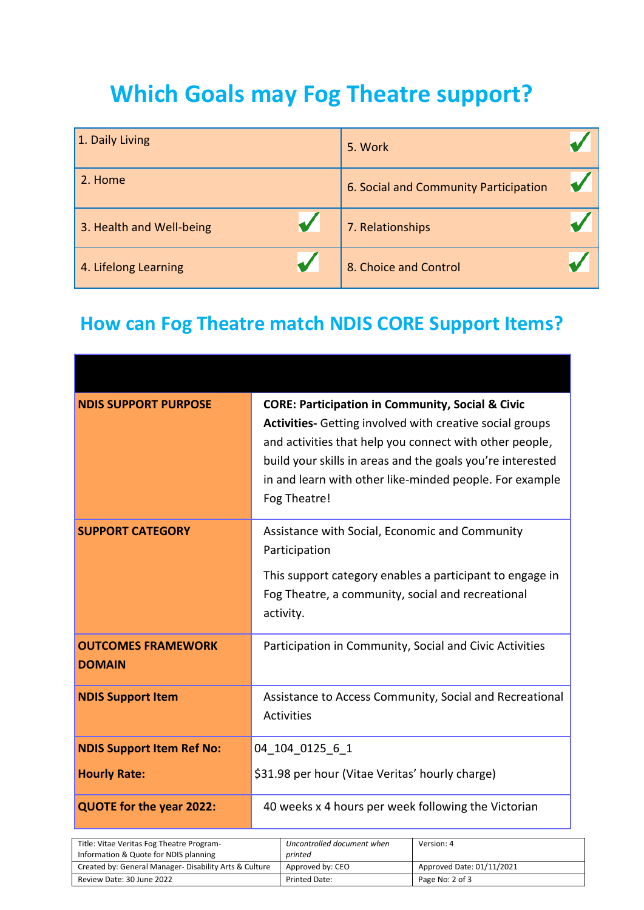# Which Goals may Fog Theatre support?

| | |
|---|---|
| 1. Daily Living | 5. Work ✔ |
| 2. Home | 6. Social and Community Participation ✔ |
| 3. Health and Well-being ✔ | 7. Relationships ✔ |
| 4. Lifelong Learning ✔ | 8. Choice and Control ✔ |

## How can Fog Theatre match NDIS CORE Support Items?

| | |
|---|---|
| **NDIS SUPPORT PURPOSE** | **CORE: Participation in Community, Social & Civic Activities-** Getting involved with creative social groups and activities that help you connect with other people, build your skills in areas and the goals you're interested in and learn with other like-minded people. For example Fog Theatre! |
| **SUPPORT CATEGORY** | Assistance with Social, Economic and Community Participation<br><br>This support category enables a participant to engage in Fog Theatre, a community, social and recreational activity. |
| **OUTCOMES FRAMEWORK DOMAIN** | Participation in Community, Social and Civic Activities |
| **NDIS Support Item** | Assistance to Access Community, Social and Recreational Activities |
| **NDIS Support Item Ref No:**<br><br>**Hourly Rate:** | 04_104_0125_6_1<br><br>$31.98 per hour (Vitae Veritas' hourly charge) |
| **QUOTE for the year 2022:** | 40 weeks x 4 hours per week following the Victorian |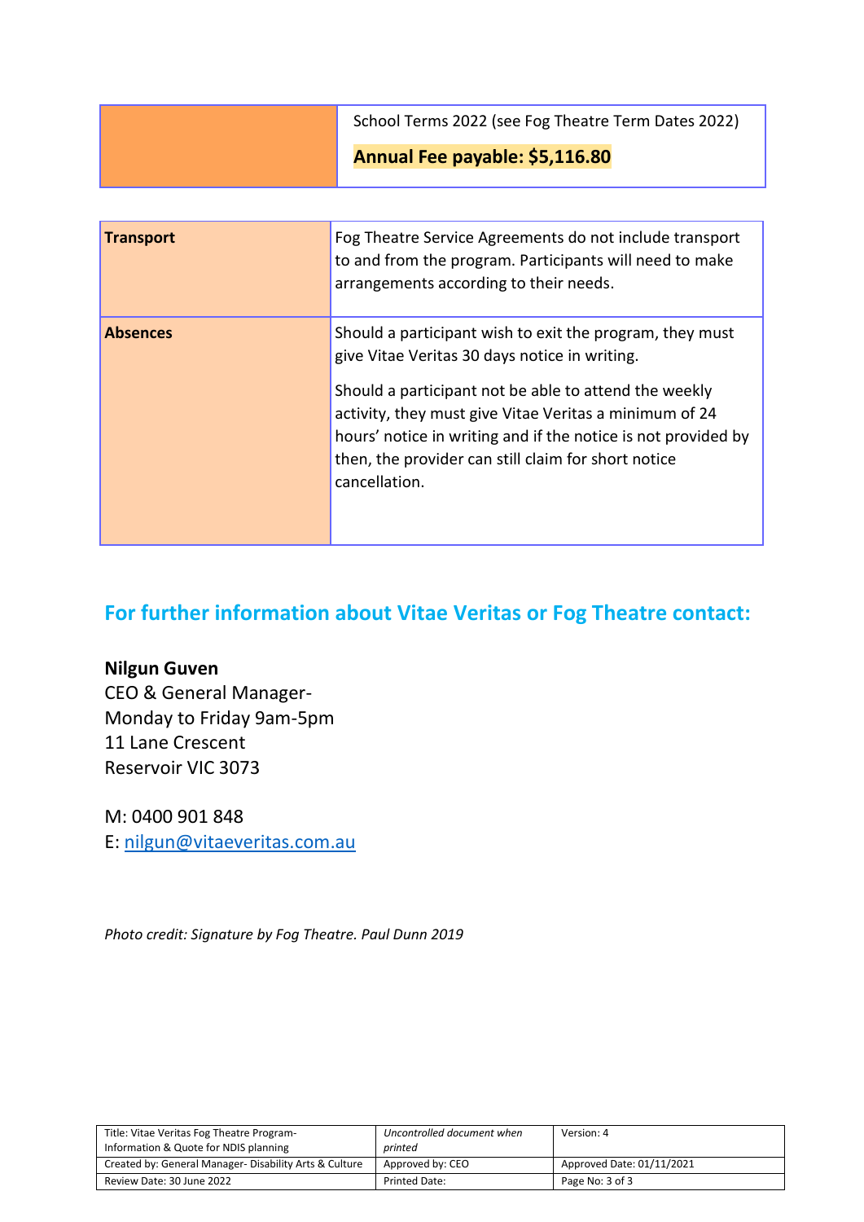| | |
|---|---|
| | School Terms 2022 (see Fog Theatre Term Dates 2022)<br><br>**Annual Fee payable: $5,116.80** |

| | |
|---|---|
| **Transport** | Fog Theatre Service Agreements do not include transport to and from the program. Participants will need to make arrangements according to their needs. |
| **Absences** | Should a participant wish to exit the program, they must give Vitae Veritas 30 days notice in writing.<br><br>Should a participant not be able to attend the weekly activity, they must give Vitae Veritas a minimum of 24 hours' notice in writing and if the notice is not provided by then, the provider can still claim for short notice cancellation. |

## For further information about Vitae Veritas or Fog Theatre contact:

**Nilgun Guven**
CEO & General Manager-
Monday to Friday 9am-5pm
11 Lane Crescent
Reservoir VIC 3073

M: 0400 901 848
E: nilgun@vitaeveritas.com.au

*Photo credit: Signature by Fog Theatre. Paul Dunn 2019*

| | | |
|---|---|---|
| Title: Vitae Veritas Fog Theatre Program-Information & Quote for NDIS planning | *Uncontrolled document when printed* | Version: 4 |
| Created by: General Manager- Disability Arts & Culture | Approved by: CEO | Approved Date: 01/11/2021 |
| Review Date: 30 June 2022 | Printed Date: | |